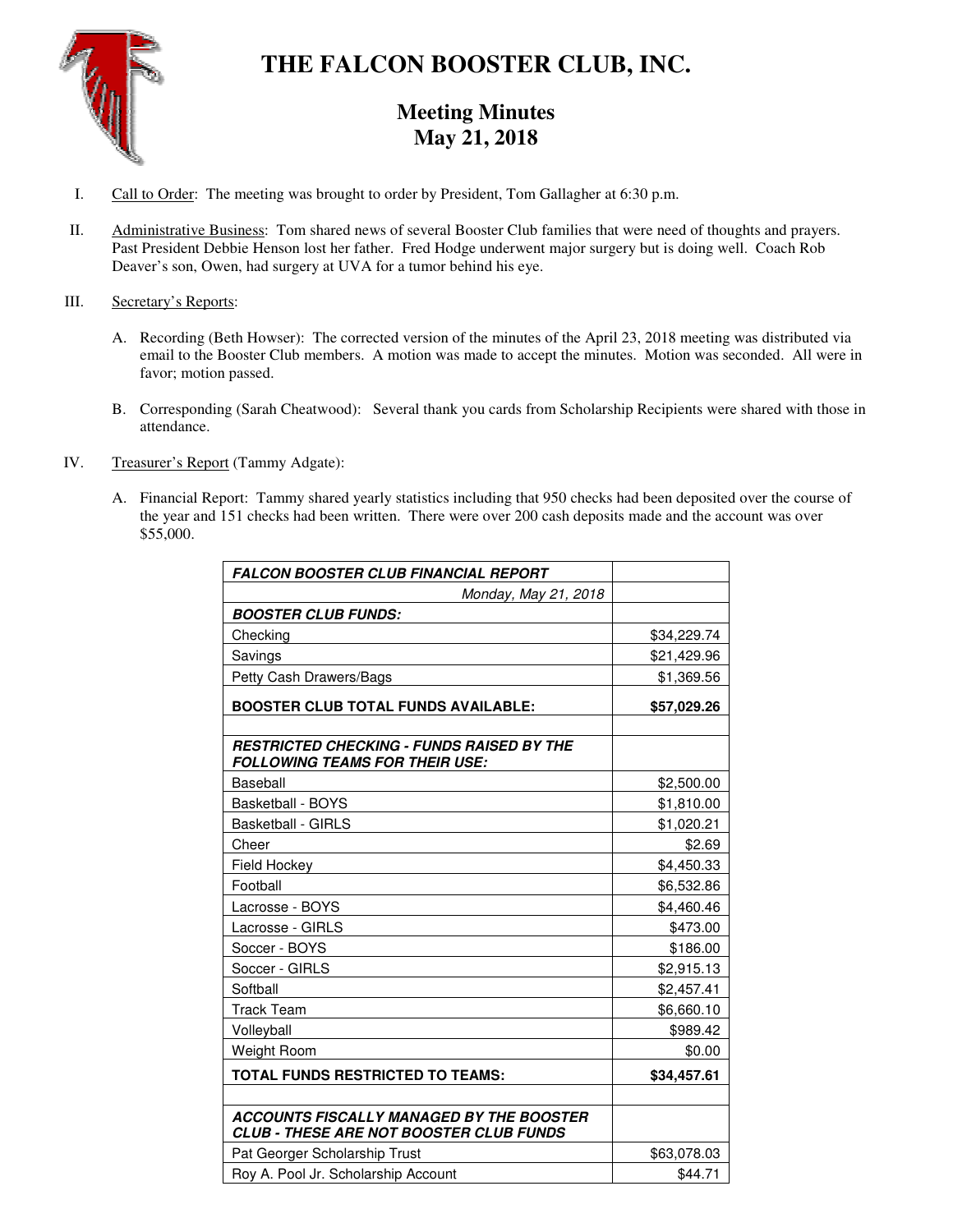# THE FALCON BOOSTER CLUB, INC.

## Meeting Minutes
## May 21, 2018

I. Call to Order: The meeting was brought to order by President, Tom Gallagher at 6:30 p.m.

II. Administrative Business: Tom shared news of several Booster Club families that were need of thoughts and prayers. Past President Debbie Henson lost her father. Fred Hodge underwent major surgery but is doing well. Coach Rob Deaver's son, Owen, had surgery at UVA for a tumor behind his eye.

III. Secretary's Reports:

A. Recording (Beth Howser): The corrected version of the minutes of the April 23, 2018 meeting was distributed via email to the Booster Club members. A motion was made to accept the minutes. Motion was seconded. All were in favor; motion passed.

B. Corresponding (Sarah Cheatwood): Several thank you cards from Scholarship Recipients were shared with those in attendance.

IV. Treasurer's Report (Tammy Adgate):

A. Financial Report: Tammy shared yearly statistics including that 950 checks had been deposited over the course of the year and 151 checks had been written. There were over 200 cash deposits made and the account was over $55,000.

| ***FALCON BOOSTER CLUB FINANCIAL REPORT*** | |
|---|---|
| *Monday, May 21, 2018* | |
| ***BOOSTER CLUB FUNDS:*** | |
| Checking | $34,229.74 |
| Savings | $21,429.96 |
| Petty Cash Drawers/Bags | $1,369.56 |
| **BOOSTER CLUB TOTAL FUNDS AVAILABLE:** | **$57,029.26** |
| | |
| ***RESTRICTED CHECKING - FUNDS RAISED BY THE FOLLOWING TEAMS FOR THEIR USE:*** | |
| Baseball | $2,500.00 |
| Basketball - BOYS | $1,810.00 |
| Basketball - GIRLS | $1,020.21 |
| Cheer | $2.69 |
| Field Hockey | $4,450.33 |
| Football | $6,532.86 |
| Lacrosse - BOYS | $4,460.46 |
| Lacrosse - GIRLS | $473.00 |
| Soccer - BOYS | $186.00 |
| Soccer - GIRLS | $2,915.13 |
| Softball | $2,457.41 |
| Track Team | $6,660.10 |
| Volleyball | $989.42 |
| Weight Room | $0.00 |
| **TOTAL FUNDS RESTRICTED TO TEAMS:** | **$34,457.61** |
| | |
| ***ACCOUNTS FISCALLY MANAGED BY THE BOOSTER CLUB - THESE ARE NOT BOOSTER CLUB FUNDS*** | |
| Pat Georger Scholarship Trust | $63,078.03 |
| Roy A. Pool Jr. Scholarship Account | $44.71 |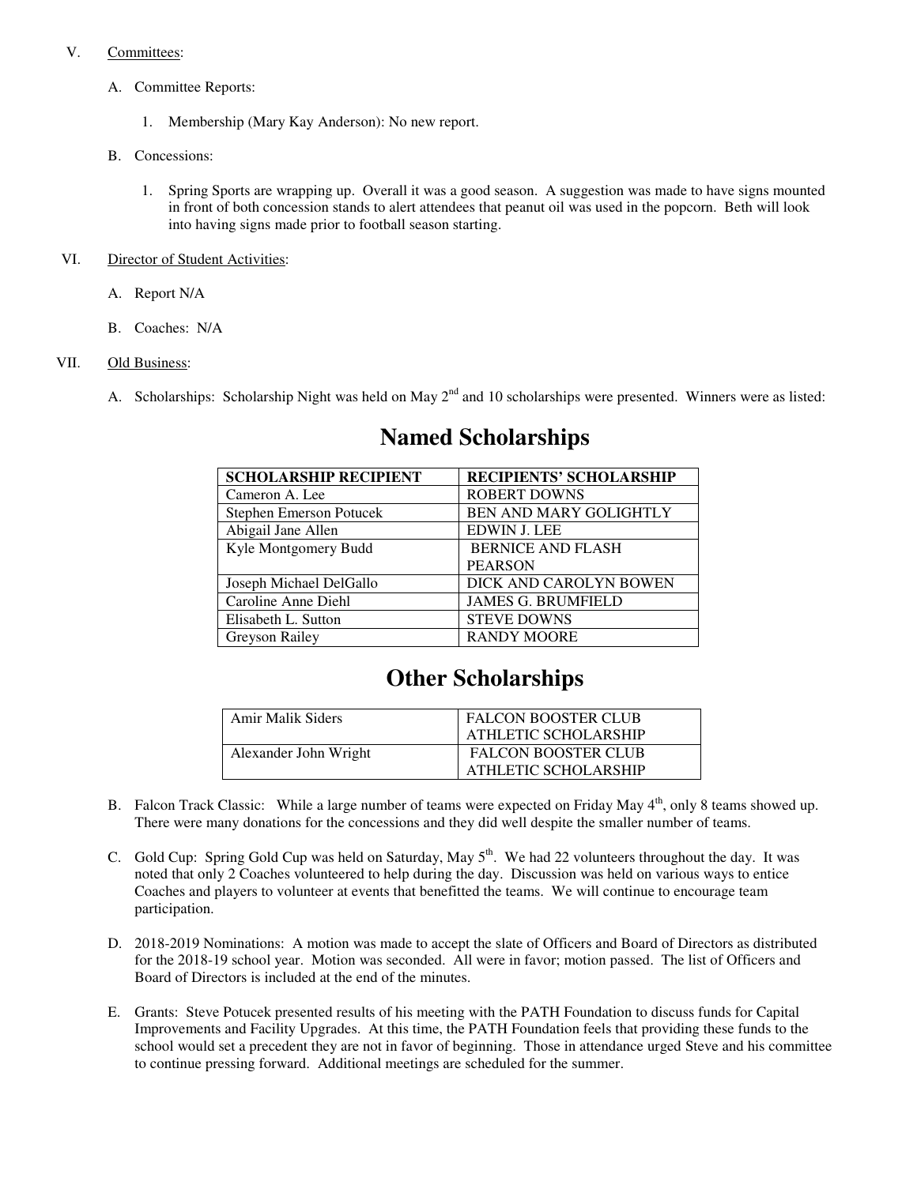V. Committees:

A. Committee Reports:

1. Membership (Mary Kay Anderson): No new report.

B. Concessions:

1. Spring Sports are wrapping up. Overall it was a good season. A suggestion was made to have signs mounted in front of both concession stands to alert attendees that peanut oil was used in the popcorn. Beth will look into having signs made prior to football season starting.

VI. Director of Student Activities:

A. Report N/A

B. Coaches: N/A

VII. Old Business:

A. Scholarships: Scholarship Night was held on May 2nd and 10 scholarships were presented. Winners were as listed:

# Named Scholarships

| SCHOLARSHIP RECIPIENT | RECIPIENTS' SCHOLARSHIP |
|---|---|
| Cameron A. Lee | ROBERT DOWNS |
| Stephen Emerson Potucek | BEN AND MARY GOLIGHTLY |
| Abigail Jane Allen | EDWIN J. LEE |
| Kyle Montgomery Budd | BERNICE AND FLASH PEARSON |
| Joseph Michael DelGallo | DICK AND CAROLYN BOWEN |
| Caroline Anne Diehl | JAMES G. BRUMFIELD |
| Elisabeth L. Sutton | STEVE DOWNS |
| Greyson Railey | RANDY MOORE |

# Other Scholarships

| | |
|---|---|
| Amir Malik Siders | FALCON BOOSTER CLUB ATHLETIC SCHOLARSHIP |
| Alexander John Wright | FALCON BOOSTER CLUB ATHLETIC SCHOLARSHIP |

B. Falcon Track Classic: While a large number of teams were expected on Friday May 4th, only 8 teams showed up. There were many donations for the concessions and they did well despite the smaller number of teams.

C. Gold Cup: Spring Gold Cup was held on Saturday, May 5th. We had 22 volunteers throughout the day. It was noted that only 2 Coaches volunteered to help during the day. Discussion was held on various ways to entice Coaches and players to volunteer at events that benefitted the teams. We will continue to encourage team participation.

D. 2018-2019 Nominations: A motion was made to accept the slate of Officers and Board of Directors as distributed for the 2018-19 school year. Motion was seconded. All were in favor; motion passed. The list of Officers and Board of Directors is included at the end of the minutes.

E. Grants: Steve Potucek presented results of his meeting with the PATH Foundation to discuss funds for Capital Improvements and Facility Upgrades. At this time, the PATH Foundation feels that providing these funds to the school would set a precedent they are not in favor of beginning. Those in attendance urged Steve and his committee to continue pressing forward. Additional meetings are scheduled for the summer.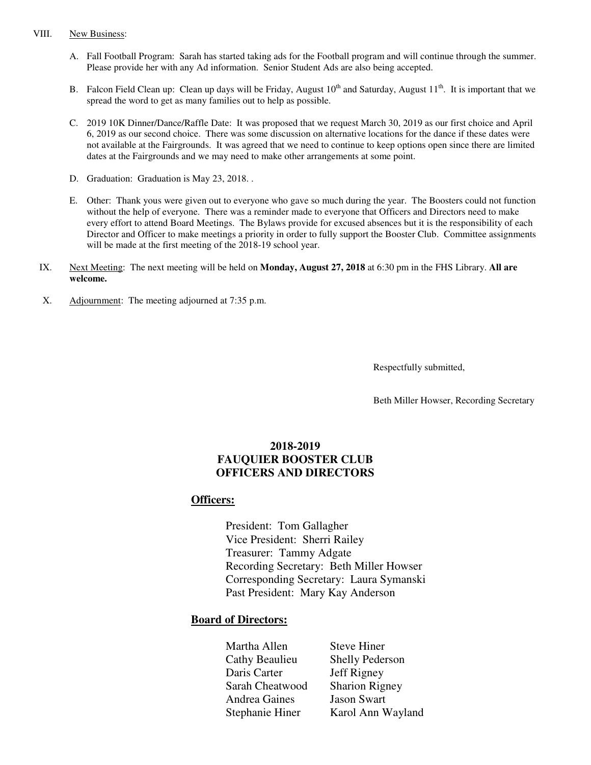VIII. New Business:

A. Fall Football Program: Sarah has started taking ads for the Football program and will continue through the summer. Please provide her with any Ad information. Senior Student Ads are also being accepted.

B. Falcon Field Clean up: Clean up days will be Friday, August 10th and Saturday, August 11th. It is important that we spread the word to get as many families out to help as possible.

C. 2019 10K Dinner/Dance/Raffle Date: It was proposed that we request March 30, 2019 as our first choice and April 6, 2019 as our second choice. There was some discussion on alternative locations for the dance if these dates were not available at the Fairgrounds. It was agreed that we need to continue to keep options open since there are limited dates at the Fairgrounds and we may need to make other arrangements at some point.

D. Graduation: Graduation is May 23, 2018. .

E. Other: Thank yous were given out to everyone who gave so much during the year. The Boosters could not function without the help of everyone. There was a reminder made to everyone that Officers and Directors need to make every effort to attend Board Meetings. The Bylaws provide for excused absences but it is the responsibility of each Director and Officer to make meetings a priority in order to fully support the Booster Club. Committee assignments will be made at the first meeting of the 2018-19 school year.

IX. Next Meeting: The next meeting will be held on **Monday, August 27, 2018** at 6:30 pm in the FHS Library. **All are welcome.**

X. Adjournment: The meeting adjourned at 7:35 p.m.

Respectfully submitted,

Beth Miller Howser, Recording Secretary

## 2018-2019
## FAUQUIER BOOSTER CLUB
## OFFICERS AND DIRECTORS

**Officers:**

President: Tom Gallagher
Vice President: Sherri Railey
Treasurer: Tammy Adgate
Recording Secretary: Beth Miller Howser
Corresponding Secretary: Laura Symanski
Past President: Mary Kay Anderson

**Board of Directors:**

| | |
|---|---|
| Martha Allen | Steve Hiner |
| Cathy Beaulieu | Shelly Pederson |
| Daris Carter | Jeff Rigney |
| Sarah Cheatwood | Sharion Rigney |
| Andrea Gaines | Jason Swart |
| Stephanie Hiner | Karol Ann Wayland |